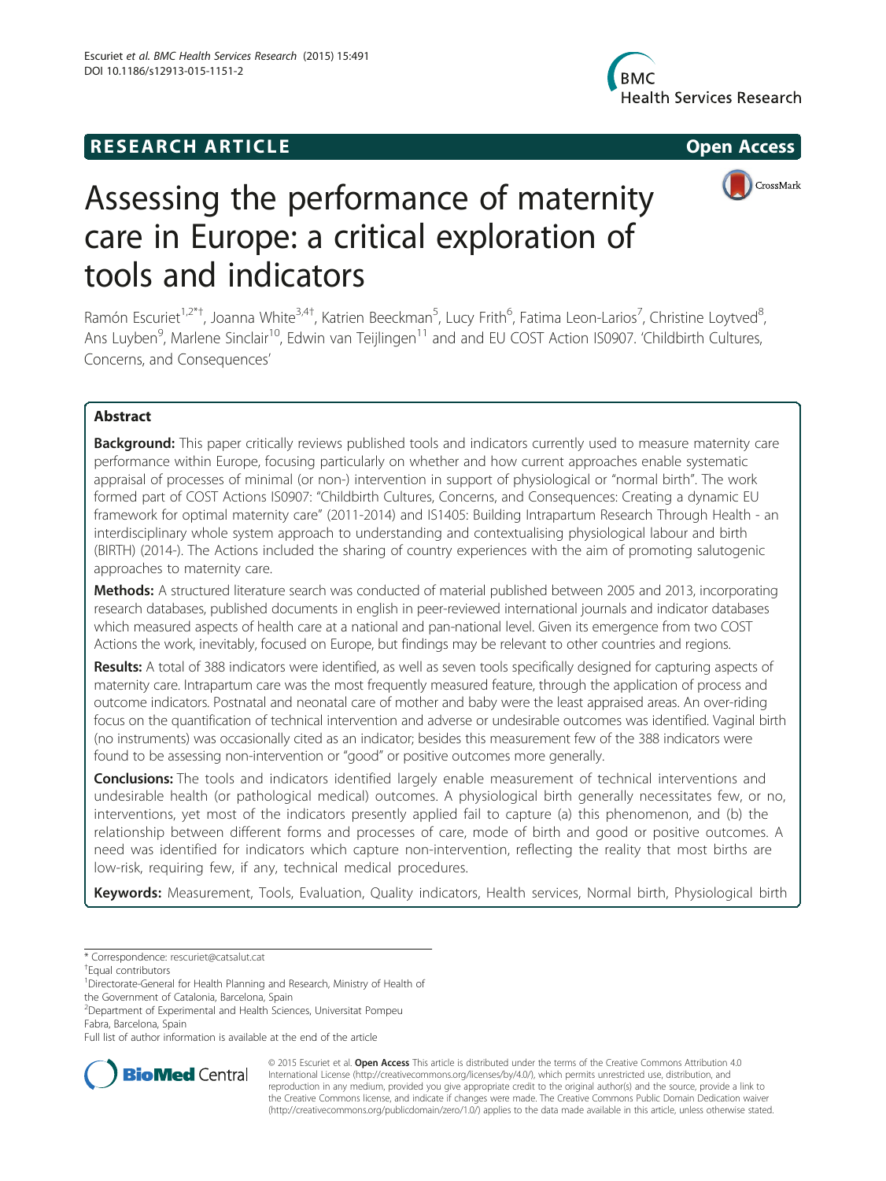RESEARCH ARTICLE

Open Access

# Assessing the performance of maternity care in Europe: a critical exploration of tools and indicators

Ramón Escuriet[1,2*†], Joanna White[3,4†], Katrien Beeckman[5], Lucy Frith[6], Fatima Leon-Larios[7], Christine Loytved[8], Ans Luyben[9], Marlene Sinclair[10], Edwin van Teijlingen[11] and and EU COST Action IS0907. 'Childbirth Cultures, Concerns, and Consequences'

## Abstract

**Background:** This paper critically reviews published tools and indicators currently used to measure maternity care performance within Europe, focusing particularly on whether and how current approaches enable systematic appraisal of processes of minimal (or non-) intervention in support of physiological or "normal birth". The work formed part of COST Actions IS0907: "Childbirth Cultures, Concerns, and Consequences: Creating a dynamic EU framework for optimal maternity care" (2011-2014) and IS1405: Building Intrapartum Research Through Health - an interdisciplinary whole system approach to understanding and contextualising physiological labour and birth (BIRTH) (2014-). The Actions included the sharing of country experiences with the aim of promoting salutogenic approaches to maternity care.

**Methods:** A structured literature search was conducted of material published between 2005 and 2013, incorporating research databases, published documents in english in peer-reviewed international journals and indicator databases which measured aspects of health care at a national and pan-national level. Given its emergence from two COST Actions the work, inevitably, focused on Europe, but findings may be relevant to other countries and regions.

**Results:** A total of 388 indicators were identified, as well as seven tools specifically designed for capturing aspects of maternity care. Intrapartum care was the most frequently measured feature, through the application of process and outcome indicators. Postnatal and neonatal care of mother and baby were the least appraised areas. An over-riding focus on the quantification of technical intervention and adverse or undesirable outcomes was identified. Vaginal birth (no instruments) was occasionally cited as an indicator; besides this measurement few of the 388 indicators were found to be assessing non-intervention or "good" or positive outcomes more generally.

**Conclusions:** The tools and indicators identified largely enable measurement of technical interventions and undesirable health (or pathological medical) outcomes. A physiological birth generally necessitates few, or no, interventions, yet most of the indicators presently applied fail to capture (a) this phenomenon, and (b) the relationship between different forms and processes of care, mode of birth and good or positive outcomes. A need was identified for indicators which capture non-intervention, reflecting the reality that most births are low-risk, requiring few, if any, technical medical procedures.

**Keywords:** Measurement, Tools, Evaluation, Quality indicators, Health services, Normal birth, Physiological birth

---

\* Correspondence: rescuriet@catsalut.cat

†Equal contributors

[1]Directorate-General for Health Planning and Research, Ministry of Health of the Government of Catalonia, Barcelona, Spain

[2]Department of Experimental and Health Sciences, Universitat Pompeu Fabra, Barcelona, Spain

Full list of author information is available at the end of the article

© 2015 Escuriet et al. **Open Access** This article is distributed under the terms of the Creative Commons Attribution 4.0 International License (http://creativecommons.org/licenses/by/4.0/), which permits unrestricted use, distribution, and reproduction in any medium, provided you give appropriate credit to the original author(s) and the source, provide a link to the Creative Commons license, and indicate if changes were made. The Creative Commons Public Domain Dedication waiver (http://creativecommons.org/publicdomain/zero/1.0/) applies to the data made available in this article, unless otherwise stated.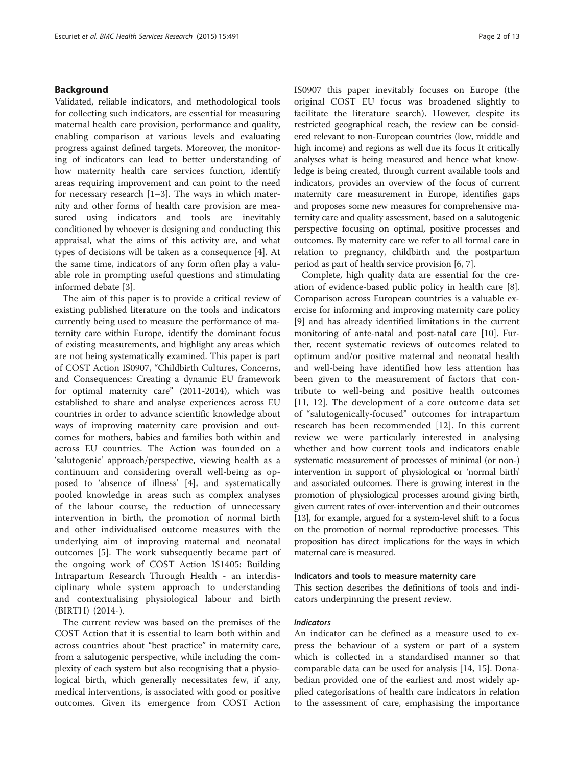## Background

Validated, reliable indicators, and methodological tools for collecting such indicators, are essential for measuring maternal health care provision, performance and quality, enabling comparison at various levels and evaluating progress against defined targets. Moreover, the monitoring of indicators can lead to better understanding of how maternity health care services function, identify areas requiring improvement and can point to the need for necessary research [1–3]. The ways in which maternity and other forms of health care provision are measured using indicators and tools are inevitably conditioned by whoever is designing and conducting this appraisal, what the aims of this activity are, and what types of decisions will be taken as a consequence [4]. At the same time, indicators of any form often play a valuable role in prompting useful questions and stimulating informed debate [3].

The aim of this paper is to provide a critical review of existing published literature on the tools and indicators currently being used to measure the performance of maternity care within Europe, identify the dominant focus of existing measurements, and highlight any areas which are not being systematically examined. This paper is part of COST Action IS0907, "Childbirth Cultures, Concerns, and Consequences: Creating a dynamic EU framework for optimal maternity care" (2011-2014), which was established to share and analyse experiences across EU countries in order to advance scientific knowledge about ways of improving maternity care provision and outcomes for mothers, babies and families both within and across EU countries. The Action was founded on a 'salutogenic' approach/perspective, viewing health as a continuum and considering overall well-being as opposed to 'absence of illness' [4], and systematically pooled knowledge in areas such as complex analyses of the labour course, the reduction of unnecessary intervention in birth, the promotion of normal birth and other individualised outcome measures with the underlying aim of improving maternal and neonatal outcomes [5]. The work subsequently became part of the ongoing work of COST Action IS1405: Building Intrapartum Research Through Health - an interdisciplinary whole system approach to understanding and contextualising physiological labour and birth (BIRTH) (2014-).

The current review was based on the premises of the COST Action that it is essential to learn both within and across countries about "best practice" in maternity care, from a salutogenic perspective, while including the complexity of each system but also recognising that a physiological birth, which generally necessitates few, if any, medical interventions, is associated with good or positive outcomes. Given its emergence from COST Action IS0907 this paper inevitably focuses on Europe (the original COST EU focus was broadened slightly to facilitate the literature search). However, despite its restricted geographical reach, the review can be considered relevant to non-European countries (low, middle and high income) and regions as well due its focus It critically analyses what is being measured and hence what knowledge is being created, through current available tools and indicators, provides an overview of the focus of current maternity care measurement in Europe, identifies gaps and proposes some new measures for comprehensive maternity care and quality assessment, based on a salutogenic perspective focusing on optimal, positive processes and outcomes. By maternity care we refer to all formal care in relation to pregnancy, childbirth and the postpartum period as part of health service provision [6, 7].

Complete, high quality data are essential for the creation of evidence-based public policy in health care [8]. Comparison across European countries is a valuable exercise for informing and improving maternity care policy [9] and has already identified limitations in the current monitoring of ante-natal and post-natal care [10]. Further, recent systematic reviews of outcomes related to optimum and/or positive maternal and neonatal health and well-being have identified how less attention has been given to the measurement of factors that contribute to well-being and positive health outcomes [11, 12]. The development of a core outcome data set of "salutogenically-focused" outcomes for intrapartum research has been recommended [12]. In this current review we were particularly interested in analysing whether and how current tools and indicators enable systematic measurement of processes of minimal (or non-) intervention in support of physiological or 'normal birth' and associated outcomes. There is growing interest in the promotion of physiological processes around giving birth, given current rates of over-intervention and their outcomes [13], for example, argued for a system-level shift to a focus on the promotion of normal reproductive processes. This proposition has direct implications for the ways in which maternal care is measured.

### Indicators and tools to measure maternity care

This section describes the definitions of tools and indicators underpinning the present review.

#### *Indicators*

An indicator can be defined as a measure used to express the behaviour of a system or part of a system which is collected in a standardised manner so that comparable data can be used for analysis [14, 15]. Donabedian provided one of the earliest and most widely applied categorisations of health care indicators in relation to the assessment of care, emphasising the importance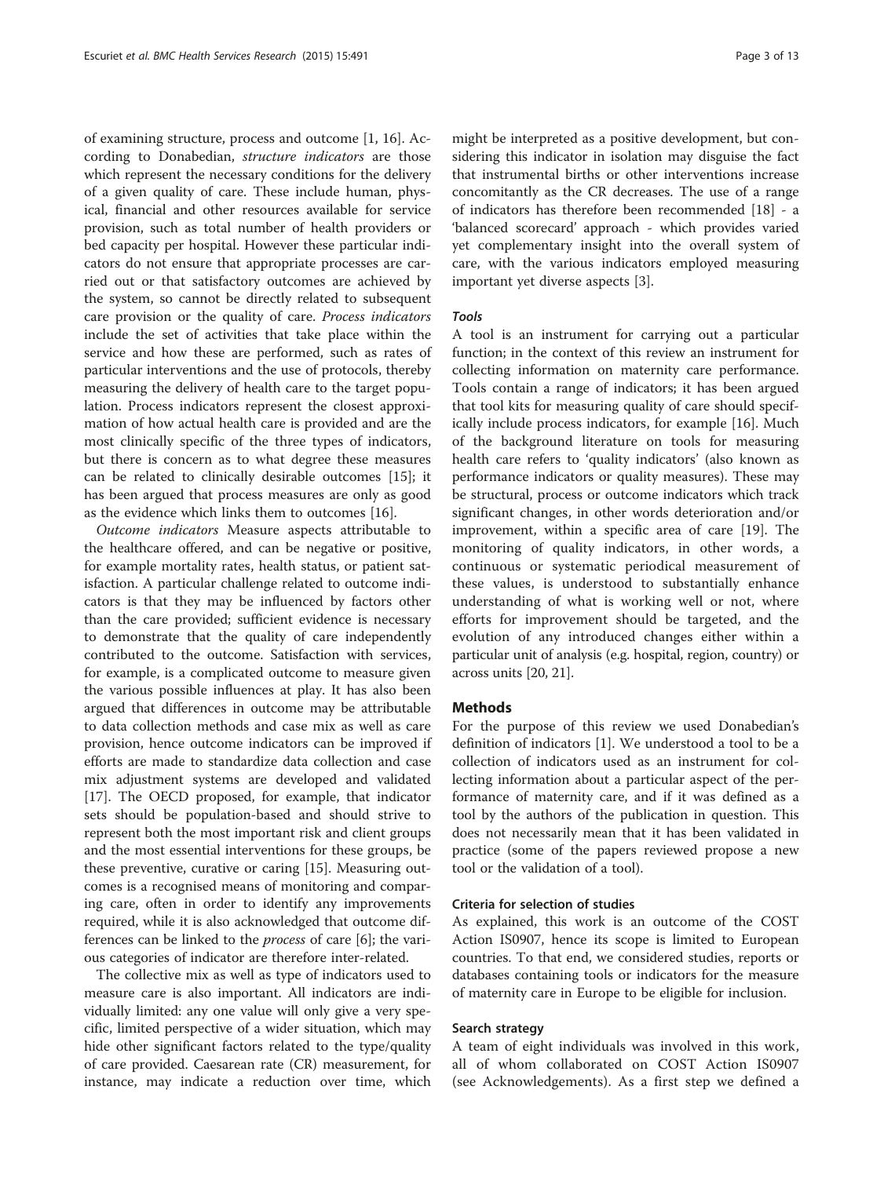of examining structure, process and outcome [1, 16]. According to Donabedian, *structure indicators* are those which represent the necessary conditions for the delivery of a given quality of care. These include human, physical, financial and other resources available for service provision, such as total number of health providers or bed capacity per hospital. However these particular indicators do not ensure that appropriate processes are carried out or that satisfactory outcomes are achieved by the system, so cannot be directly related to subsequent care provision or the quality of care. *Process indicators* include the set of activities that take place within the service and how these are performed, such as rates of particular interventions and the use of protocols, thereby measuring the delivery of health care to the target population. Process indicators represent the closest approximation of how actual health care is provided and are the most clinically specific of the three types of indicators, but there is concern as to what degree these measures can be related to clinically desirable outcomes [15]; it has been argued that process measures are only as good as the evidence which links them to outcomes [16].

*Outcome indicators* Measure aspects attributable to the healthcare offered, and can be negative or positive, for example mortality rates, health status, or patient satisfaction. A particular challenge related to outcome indicators is that they may be influenced by factors other than the care provided; sufficient evidence is necessary to demonstrate that the quality of care independently contributed to the outcome. Satisfaction with services, for example, is a complicated outcome to measure given the various possible influences at play. It has also been argued that differences in outcome may be attributable to data collection methods and case mix as well as care provision, hence outcome indicators can be improved if efforts are made to standardize data collection and case mix adjustment systems are developed and validated [17]. The OECD proposed, for example, that indicator sets should be population-based and should strive to represent both the most important risk and client groups and the most essential interventions for these groups, be these preventive, curative or caring [15]. Measuring outcomes is a recognised means of monitoring and comparing care, often in order to identify any improvements required, while it is also acknowledged that outcome differences can be linked to the *process* of care [6]; the various categories of indicator are therefore inter-related.

The collective mix as well as type of indicators used to measure care is also important. All indicators are individually limited: any one value will only give a very specific, limited perspective of a wider situation, which may hide other significant factors related to the type/quality of care provided. Caesarean rate (CR) measurement, for instance, may indicate a reduction over time, which might be interpreted as a positive development, but considering this indicator in isolation may disguise the fact that instrumental births or other interventions increase concomitantly as the CR decreases. The use of a range of indicators has therefore been recommended [18] - a 'balanced scorecard' approach - which provides varied yet complementary insight into the overall system of care, with the various indicators employed measuring important yet diverse aspects [3].

#### *Tools*

A tool is an instrument for carrying out a particular function; in the context of this review an instrument for collecting information on maternity care performance. Tools contain a range of indicators; it has been argued that tool kits for measuring quality of care should specifically include process indicators, for example [16]. Much of the background literature on tools for measuring health care refers to 'quality indicators' (also known as performance indicators or quality measures). These may be structural, process or outcome indicators which track significant changes, in other words deterioration and/or improvement, within a specific area of care [19]. The monitoring of quality indicators, in other words, a continuous or systematic periodical measurement of these values, is understood to substantially enhance understanding of what is working well or not, where efforts for improvement should be targeted, and the evolution of any introduced changes either within a particular unit of analysis (e.g. hospital, region, country) or across units [20, 21].

## Methods

For the purpose of this review we used Donabedian's definition of indicators [1]. We understood a tool to be a collection of indicators used as an instrument for collecting information about a particular aspect of the performance of maternity care, and if it was defined as a tool by the authors of the publication in question. This does not necessarily mean that it has been validated in practice (some of the papers reviewed propose a new tool or the validation of a tool).

### Criteria for selection of studies

As explained, this work is an outcome of the COST Action IS0907, hence its scope is limited to European countries. To that end, we considered studies, reports or databases containing tools or indicators for the measure of maternity care in Europe to be eligible for inclusion.

### Search strategy

A team of eight individuals was involved in this work, all of whom collaborated on COST Action IS0907 (see Acknowledgements). As a first step we defined a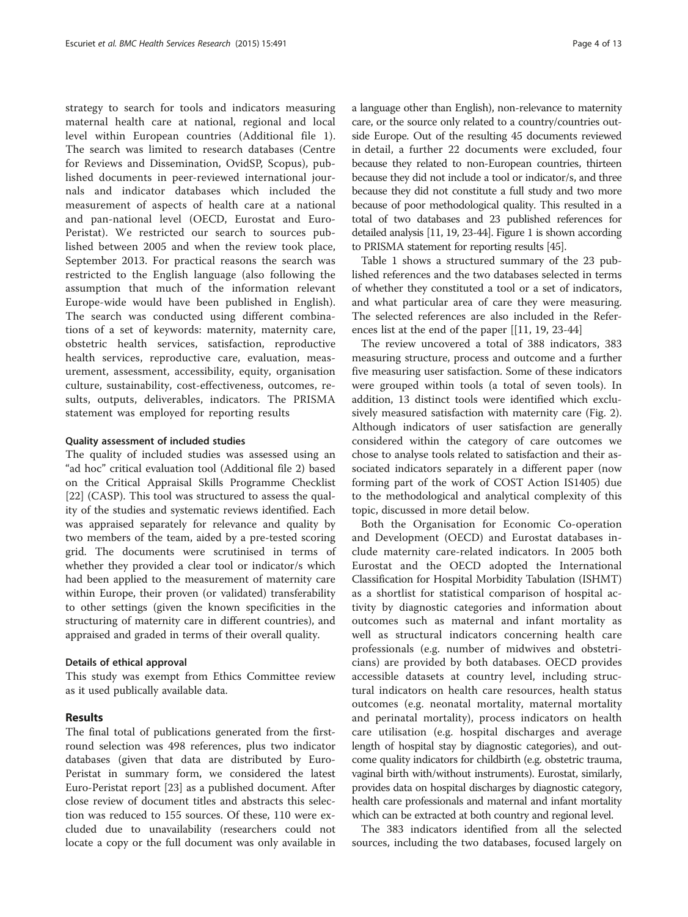strategy to search for tools and indicators measuring maternal health care at national, regional and local level within European countries (Additional file 1). The search was limited to research databases (Centre for Reviews and Dissemination, OvidSP, Scopus), published documents in peer-reviewed international journals and indicator databases which included the measurement of aspects of health care at a national and pan-national level (OECD, Eurostat and Euro-Peristat). We restricted our search to sources published between 2005 and when the review took place, September 2013. For practical reasons the search was restricted to the English language (also following the assumption that much of the information relevant Europe-wide would have been published in English). The search was conducted using different combinations of a set of keywords: maternity, maternity care, obstetric health services, satisfaction, reproductive health services, reproductive care, evaluation, measurement, assessment, accessibility, equity, organisation culture, sustainability, cost-effectiveness, outcomes, results, outputs, deliverables, indicators. The PRISMA statement was employed for reporting results

### Quality assessment of included studies

The quality of included studies was assessed using an "ad hoc" critical evaluation tool (Additional file 2) based on the Critical Appraisal Skills Programme Checklist [22] (CASP). This tool was structured to assess the quality of the studies and systematic reviews identified. Each was appraised separately for relevance and quality by two members of the team, aided by a pre-tested scoring grid. The documents were scrutinised in terms of whether they provided a clear tool or indicator/s which had been applied to the measurement of maternity care within Europe, their proven (or validated) transferability to other settings (given the known specificities in the structuring of maternity care in different countries), and appraised and graded in terms of their overall quality.

### Details of ethical approval

This study was exempt from Ethics Committee review as it used publically available data.

## Results

The final total of publications generated from the first-round selection was 498 references, plus two indicator databases (given that data are distributed by Euro-Peristat in summary form, we considered the latest Euro-Peristat report [23] as a published document. After close review of document titles and abstracts this selection was reduced to 155 sources. Of these, 110 were excluded due to unavailability (researchers could not locate a copy or the full document was only available in a language other than English), non-relevance to maternity care, or the source only related to a country/countries outside Europe. Out of the resulting 45 documents reviewed in detail, a further 22 documents were excluded, four because they related to non-European countries, thirteen because they did not include a tool or indicator/s, and three because they did not constitute a full study and two more because of poor methodological quality. This resulted in a total of two databases and 23 published references for detailed analysis [11, 19, 23-44]. Figure 1 is shown according to PRISMA statement for reporting results [45].

Table 1 shows a structured summary of the 23 published references and the two databases selected in terms of whether they constituted a tool or a set of indicators, and what particular area of care they were measuring. The selected references are also included in the References list at the end of the paper [[11, 19, 23-44]

The review uncovered a total of 388 indicators, 383 measuring structure, process and outcome and a further five measuring user satisfaction. Some of these indicators were grouped within tools (a total of seven tools). In addition, 13 distinct tools were identified which exclusively measured satisfaction with maternity care (Fig. 2). Although indicators of user satisfaction are generally considered within the category of care outcomes we chose to analyse tools related to satisfaction and their associated indicators separately in a different paper (now forming part of the work of COST Action IS1405) due to the methodological and analytical complexity of this topic, discussed in more detail below.

Both the Organisation for Economic Co-operation and Development (OECD) and Eurostat databases include maternity care-related indicators. In 2005 both Eurostat and the OECD adopted the International Classification for Hospital Morbidity Tabulation (ISHMT) as a shortlist for statistical comparison of hospital activity by diagnostic categories and information about outcomes such as maternal and infant mortality as well as structural indicators concerning health care professionals (e.g. number of midwives and obstetricians) are provided by both databases. OECD provides accessible datasets at country level, including structural indicators on health care resources, health status outcomes (e.g. neonatal mortality, maternal mortality and perinatal mortality), process indicators on health care utilisation (e.g. hospital discharges and average length of hospital stay by diagnostic categories), and outcome quality indicators for childbirth (e.g. obstetric trauma, vaginal birth with/without instruments). Eurostat, similarly, provides data on hospital discharges by diagnostic category, health care professionals and maternal and infant mortality which can be extracted at both country and regional level.

The 383 indicators identified from all the selected sources, including the two databases, focused largely on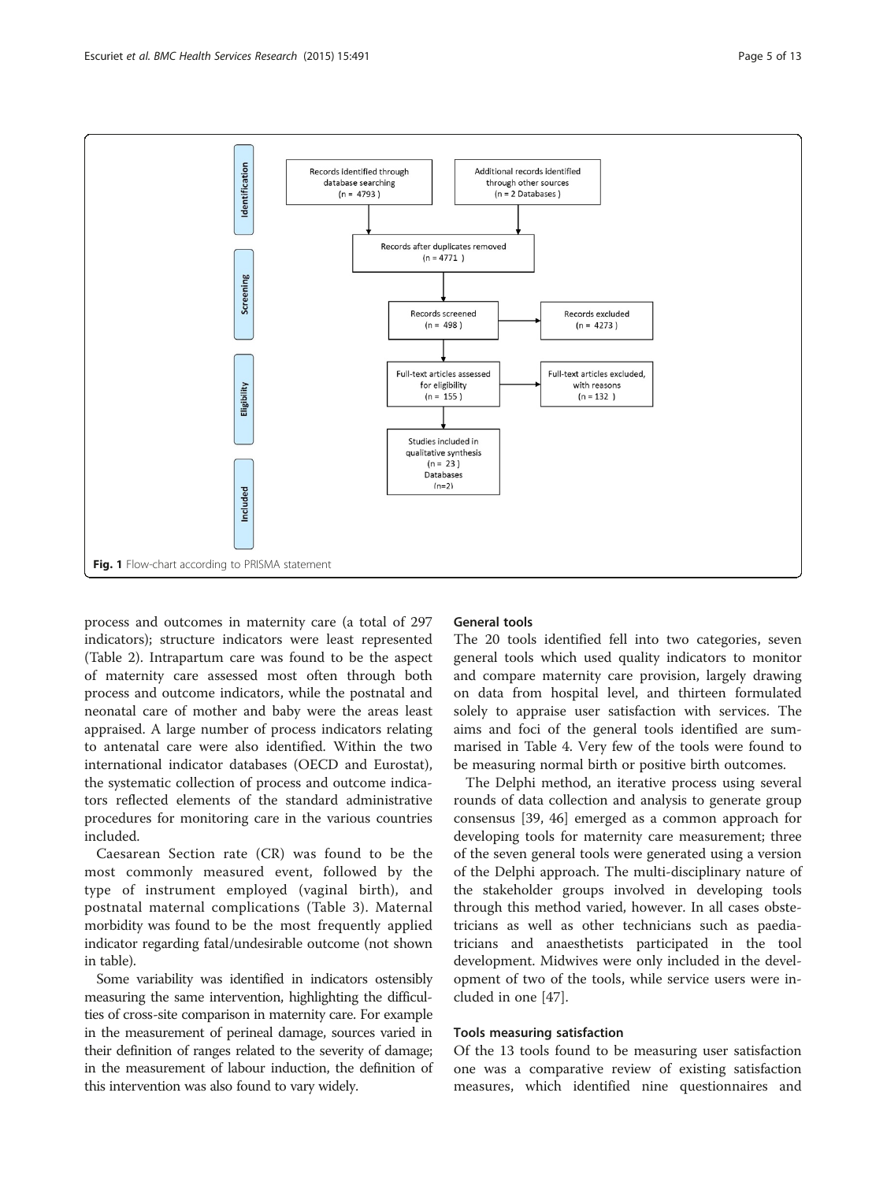| Identification | | |
|---|---|---|
| Records identified through database searching (n = 4793) | Additional records identified through other sources (n = 2 Databases) | |
| Screening | | |
| Records after duplicates removed (n = 4771) | | |
| Records screened (n = 498) | Records excluded (n = 4273) | |
| Eligibility | | |
| Full-text articles assessed for eligibility (n = 155) | Full-text articles excluded, with reasons (n = 132) | |
| Included | | |
| Studies included in qualitative synthesis (n = 23) Databases (n=2) | | |

**Fig. 1** Flow-chart according to PRISMA statement

process and outcomes in maternity care (a total of 297 indicators); structure indicators were least represented (Table 2). Intrapartum care was found to be the aspect of maternity care assessed most often through both process and outcome indicators, while the postnatal and neonatal care of mother and baby were the areas least appraised. A large number of process indicators relating to antenatal care were also identified. Within the two international indicator databases (OECD and Eurostat), the systematic collection of process and outcome indicators reflected elements of the standard administrative procedures for monitoring care in the various countries included.

Caesarean Section rate (CR) was found to be the most commonly measured event, followed by the type of instrument employed (vaginal birth), and postnatal maternal complications (Table 3). Maternal morbidity was found to be the most frequently applied indicator regarding fatal/undesirable outcome (not shown in table).

Some variability was identified in indicators ostensibly measuring the same intervention, highlighting the difficulties of cross-site comparison in maternity care. For example in the measurement of perineal damage, sources varied in their definition of ranges related to the severity of damage; in the measurement of labour induction, the definition of this intervention was also found to vary widely.

### General tools

The 20 tools identified fell into two categories, seven general tools which used quality indicators to monitor and compare maternity care provision, largely drawing on data from hospital level, and thirteen formulated solely to appraise user satisfaction with services. The aims and foci of the general tools identified are summarised in Table 4. Very few of the tools were found to be measuring normal birth or positive birth outcomes.

The Delphi method, an iterative process using several rounds of data collection and analysis to generate group consensus [39, 46] emerged as a common approach for developing tools for maternity care measurement; three of the seven general tools were generated using a version of the Delphi approach. The multi-disciplinary nature of the stakeholder groups involved in developing tools through this method varied, however. In all cases obstetricians as well as other technicians such as paediatricians and anaesthetists participated in the tool development. Midwives were only included in the development of two of the tools, while service users were included in one [47].

### Tools measuring satisfaction

Of the 13 tools found to be measuring user satisfaction one was a comparative review of existing satisfaction measures, which identified nine questionnaires and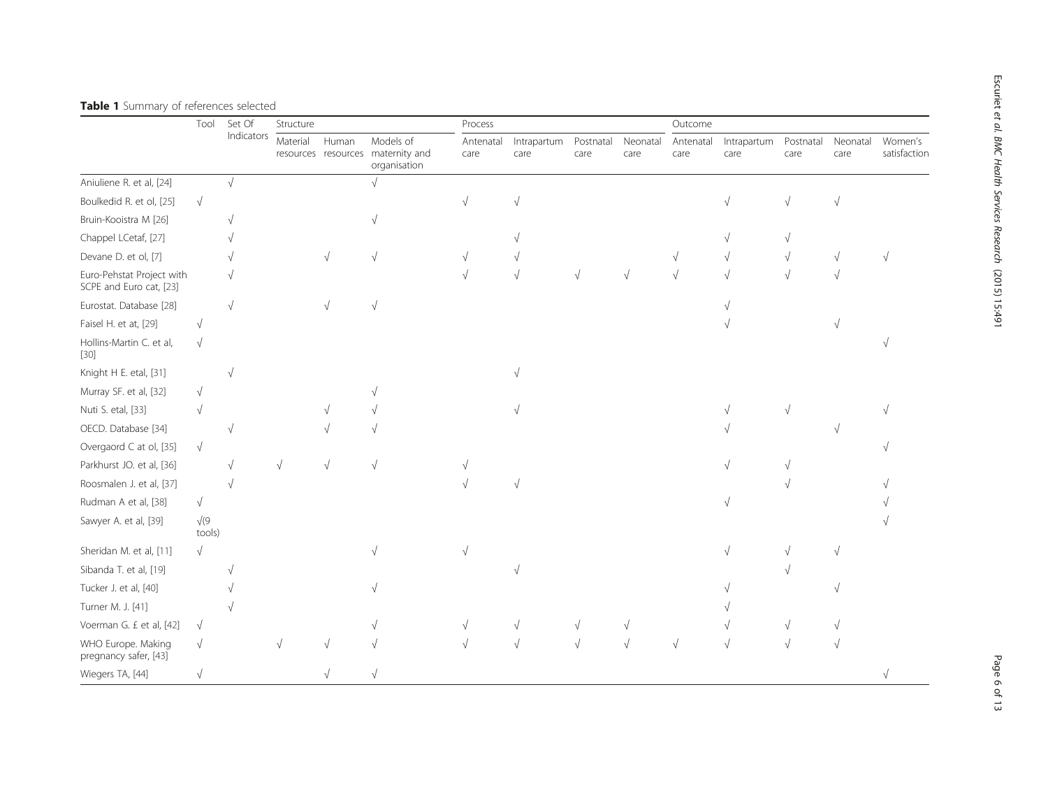**Table 1** Summary of references selected

| | Tool | Set Of Indicators | Structure | | | Process | | | | Outcome | | | | |
|---|---|---|---|---|---|---|---|---|---|---|---|---|---|---|
| | | | Material resources | Human resources | Models of maternity and organisation | Antenatal care | Intrapartum care | Postnatal care | Neonatal care | Antenatal care | Intrapartum care | Postnatal care | Neonatal care | Women's satisfaction |
| Aniuliene R. et al, [24] | | √ | | | √ | | | | | | | | | |
| Boulkedid R. et ol, [25] | √ | | | | | √ | √ | | | | √ | √ | √ | |
| Bruin-Kooistra M [26] | | √ | | | √ | | | | | | | | | |
| Chappel LCetaf, [27] | | √ | | | | | √ | | | | √ | √ | | |
| Devane D. et ol, [7] | | √ | | √ | √ | √ | √ | | | √ | √ | √ | √ | √ |
| Euro-Pehstat Project with SCPE and Euro cat, [23] | | √ | | | | √ | √ | √ | √ | √ | √ | √ | √ | |
| Eurostat. Database [28] | | √ | | √ | √ | | | | | | √ | | | |
| Faisel H. et at, [29] | √ | | | | | | | | | | √ | | √ | |
| Hollins-Martin C. et al, [30] | √ | | | | | | | | | | | | | √ |
| Knight H E. etal, [31] | | √ | | | | | √ | | | | | | | |
| Murray SF. et al, [32] | √ | | | | √ | | | | | | | | | |
| Nuti S. etal, [33] | √ | | | √ | √ | | √ | | | | √ | √ | | √ |
| OECD. Database [34] | | √ | | √ | √ | | | | | | √ | | √ | |
| Overgaord C at ol, [35] | √ | | | | | | | | | | | | | √ |
| Parkhurst JO. et al, [36] | | √ | √ | √ | √ | √ | | | | | √ | √ | | |
| Roosmalen J. et al, [37] | | √ | | | | √ | √ | | | | | √ | | √ |
| Rudman A et al, [38] | √ | | | | | | | | | | √ | | | √ |
| Sawyer A. et al, [39] | √(9 tools) | | | | | | | | | | | | | √ |
| Sheridan M. et al, [11] | √ | | | | √ | √ | | | | | √ | √ | √ | |
| Sibanda T. et al, [19] | | √ | | | | | √ | | | | | √ | | |
| Tucker J. et al, [40] | | √ | | | √ | | | | | | √ | | √ | |
| Turner M. J. [41] | | √ | | | | | | | | | √ | | | |
| Voerman G. £ et al, [42] | √ | | | | √ | √ | √ | √ | √ | | √ | √ | √ | |
| WHO Europe. Making pregnancy safer, [43] | √ | | √ | √ | √ | √ | √ | √ | √ | √ | √ | √ | √ | |
| Wiegers TA, [44] | √ | | | √ | √ | | | | | | | | | √ |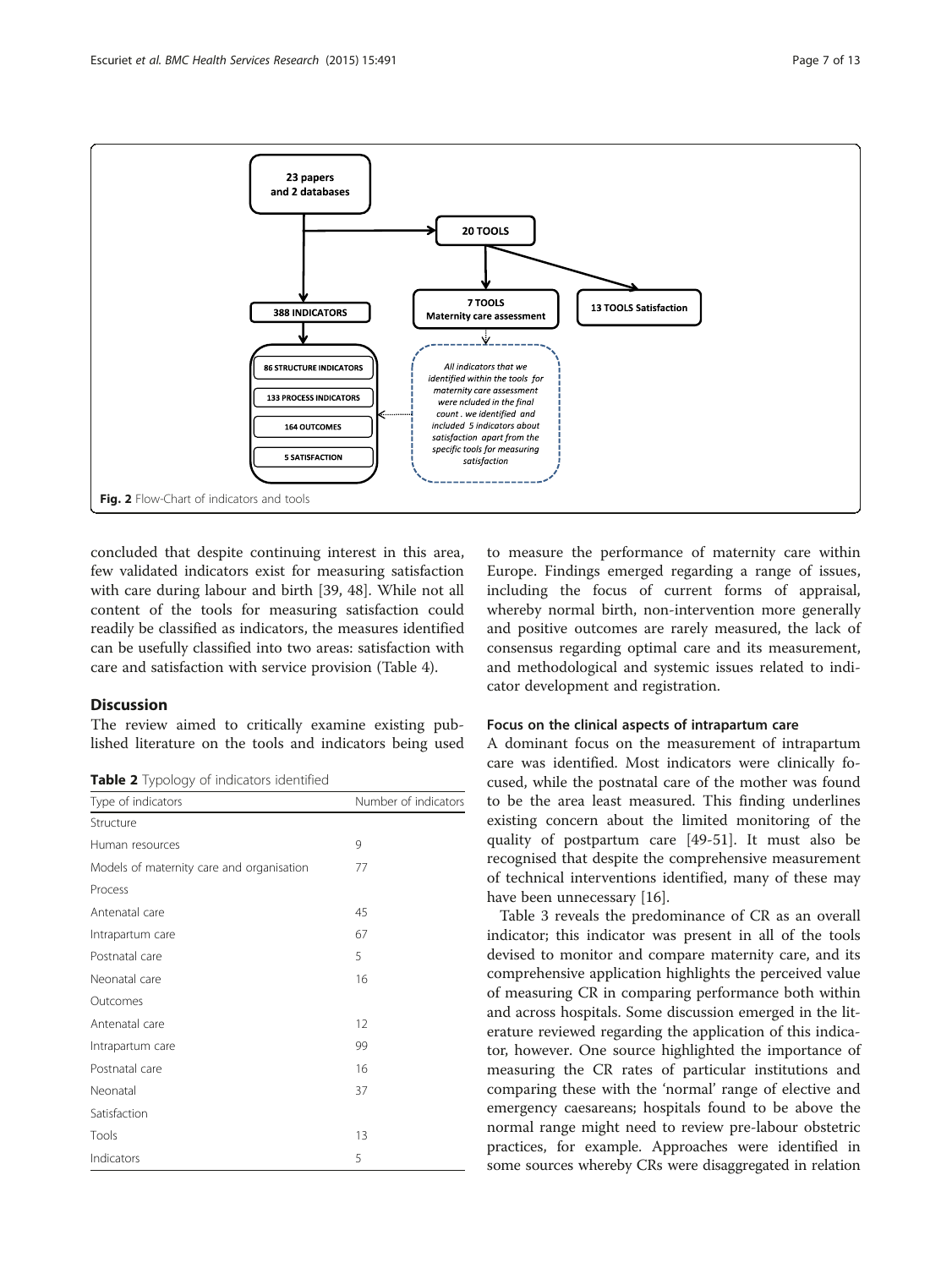23 papers and 2 databases

20 TOOLS

388 INDICATORS

7 TOOLS Maternity care assessment

13 TOOLS Satisfaction

86 STRUCTURE INDICATORS

133 PROCESS INDICATORS

164 OUTCOMES

5 SATISFACTION

*All indicators that we identified within the tools for maternity care assessment were ncluded in the final count . we identified and included 5 indicators about satisfaction apart from the specific tools for measuring satisfaction*

**Fig. 2** Flow-Chart of indicators and tools

concluded that despite continuing interest in this area, few validated indicators exist for measuring satisfaction with care during labour and birth [39, 48]. While not all content of the tools for measuring satisfaction could readily be classified as indicators, the measures identified can be usefully classified into two areas: satisfaction with care and satisfaction with service provision (Table 4).

## Discussion

The review aimed to critically examine existing published literature on the tools and indicators being used to measure the performance of maternity care within Europe. Findings emerged regarding a range of issues, including the focus of current forms of appraisal, whereby normal birth, non-intervention more generally and positive outcomes are rarely measured, the lack of consensus regarding optimal care and its measurement, and methodological and systemic issues related to indicator development and registration.

**Table 2** Typology of indicators identified

| Type of indicators | Number of indicators |
|---|---|
| Structure | |
| Human resources | 9 |
| Models of maternity care and organisation | 77 |
| Process | |
| Antenatal care | 45 |
| Intrapartum care | 67 |
| Postnatal care | 5 |
| Neonatal care | 16 |
| Outcomes | |
| Antenatal care | 12 |
| Intrapartum care | 99 |
| Postnatal care | 16 |
| Neonatal | 37 |
| Satisfaction | |
| Tools | 13 |
| Indicators | 5 |

### Focus on the clinical aspects of intrapartum care

A dominant focus on the measurement of intrapartum care was identified. Most indicators were clinically focused, while the postnatal care of the mother was found to be the area least measured. This finding underlines existing concern about the limited monitoring of the quality of postpartum care [49-51]. It must also be recognised that despite the comprehensive measurement of technical interventions identified, many of these may have been unnecessary [16].

Table 3 reveals the predominance of CR as an overall indicator; this indicator was present in all of the tools devised to monitor and compare maternity care, and its comprehensive application highlights the perceived value of measuring CR in comparing performance both within and across hospitals. Some discussion emerged in the literature reviewed regarding the application of this indicator, however. One source highlighted the importance of measuring the CR rates of particular institutions and comparing these with the 'normal' range of elective and emergency caesareans; hospitals found to be above the normal range might need to review pre-labour obstetric practices, for example. Approaches were identified in some sources whereby CRs were disaggregated in relation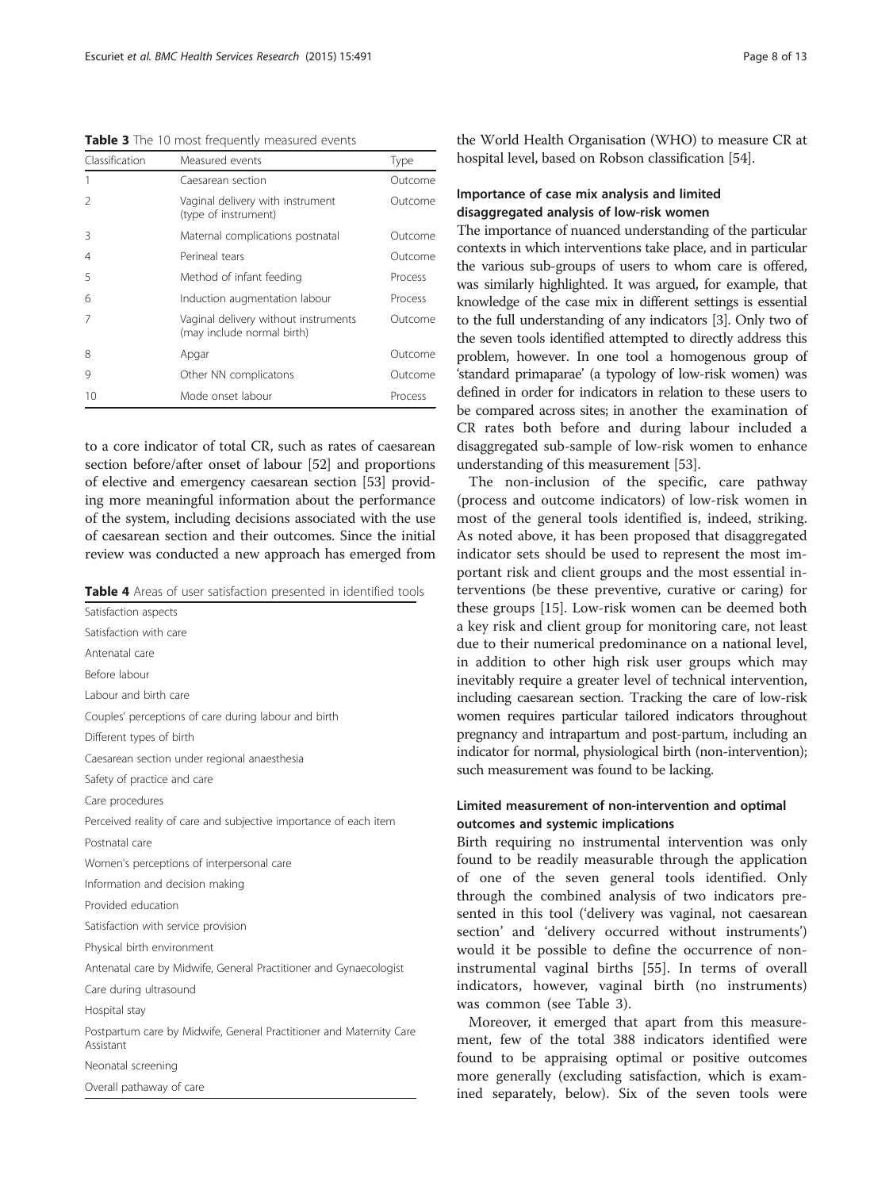**Table 3** The 10 most frequently measured events

| Classification | Measured events | Type |
|---|---|---|
| 1 | Caesarean section | Outcome |
| 2 | Vaginal delivery with instrument (type of instrument) | Outcome |
| 3 | Maternal complications postnatal | Outcome |
| 4 | Perineal tears | Outcome |
| 5 | Method of infant feeding | Process |
| 6 | Induction augmentation labour | Process |
| 7 | Vaginal delivery without instruments (may include normal birth) | Outcome |
| 8 | Apgar | Outcome |
| 9 | Other NN complicatons | Outcome |
| 10 | Mode onset labour | Process |

to a core indicator of total CR, such as rates of caesarean section before/after onset of labour [52] and proportions of elective and emergency caesarean section [53] providing more meaningful information about the performance of the system, including decisions associated with the use of caesarean section and their outcomes. Since the initial review was conducted a new approach has emerged from the World Health Organisation (WHO) to measure CR at hospital level, based on Robson classification [54].

**Table 4** Areas of user satisfaction presented in identified tools

| Satisfaction aspects |
|---|
| Satisfaction with care |
| Antenatal care |
| Before labour |
| Labour and birth care |
| Couples' perceptions of care during labour and birth |
| Different types of birth |
| Caesarean section under regional anaesthesia |
| Safety of practice and care |
| Care procedures |
| Perceived reality of care and subjective importance of each item |
| Postnatal care |
| Women's perceptions of interpersonal care |
| Information and decision making |
| Provided education |
| Satisfaction with service provision |
| Physical birth environment |
| Antenatal care by Midwife, General Practitioner and Gynaecologist |
| Care during ultrasound |
| Hospital stay |
| Postpartum care by Midwife, General Practitioner and Maternity Care Assistant |
| Neonatal screening |
| Overall pathaway of care |

### Importance of case mix analysis and limited disaggregated analysis of low-risk women

The importance of nuanced understanding of the particular contexts in which interventions take place, and in particular the various sub-groups of users to whom care is offered, was similarly highlighted. It was argued, for example, that knowledge of the case mix in different settings is essential to the full understanding of any indicators [3]. Only two of the seven tools identified attempted to directly address this problem, however. In one tool a homogenous group of 'standard primaparae' (a typology of low-risk women) was defined in order for indicators in relation to these users to be compared across sites; in another the examination of CR rates both before and during labour included a disaggregated sub-sample of low-risk women to enhance understanding of this measurement [53].

The non-inclusion of the specific, care pathway (process and outcome indicators) of low-risk women in most of the general tools identified is, indeed, striking. As noted above, it has been proposed that disaggregated indicator sets should be used to represent the most important risk and client groups and the most essential interventions (be these preventive, curative or caring) for these groups [15]. Low-risk women can be deemed both a key risk and client group for monitoring care, not least due to their numerical predominance on a national level, in addition to other high risk user groups which may inevitably require a greater level of technical intervention, including caesarean section. Tracking the care of low-risk women requires particular tailored indicators throughout pregnancy and intrapartum and post-partum, including an indicator for normal, physiological birth (non-intervention); such measurement was found to be lacking.

### Limited measurement of non-intervention and optimal outcomes and systemic implications

Birth requiring no instrumental intervention was only found to be readily measurable through the application of one of the seven general tools identified. Only through the combined analysis of two indicators presented in this tool ('delivery was vaginal, not caesarean section' and 'delivery occurred without instruments') would it be possible to define the occurrence of non-instrumental vaginal births [55]. In terms of overall indicators, however, vaginal birth (no instruments) was common (see Table 3).

Moreover, it emerged that apart from this measurement, few of the total 388 indicators identified were found to be appraising optimal or positive outcomes more generally (excluding satisfaction, which is examined separately, below). Six of the seven tools were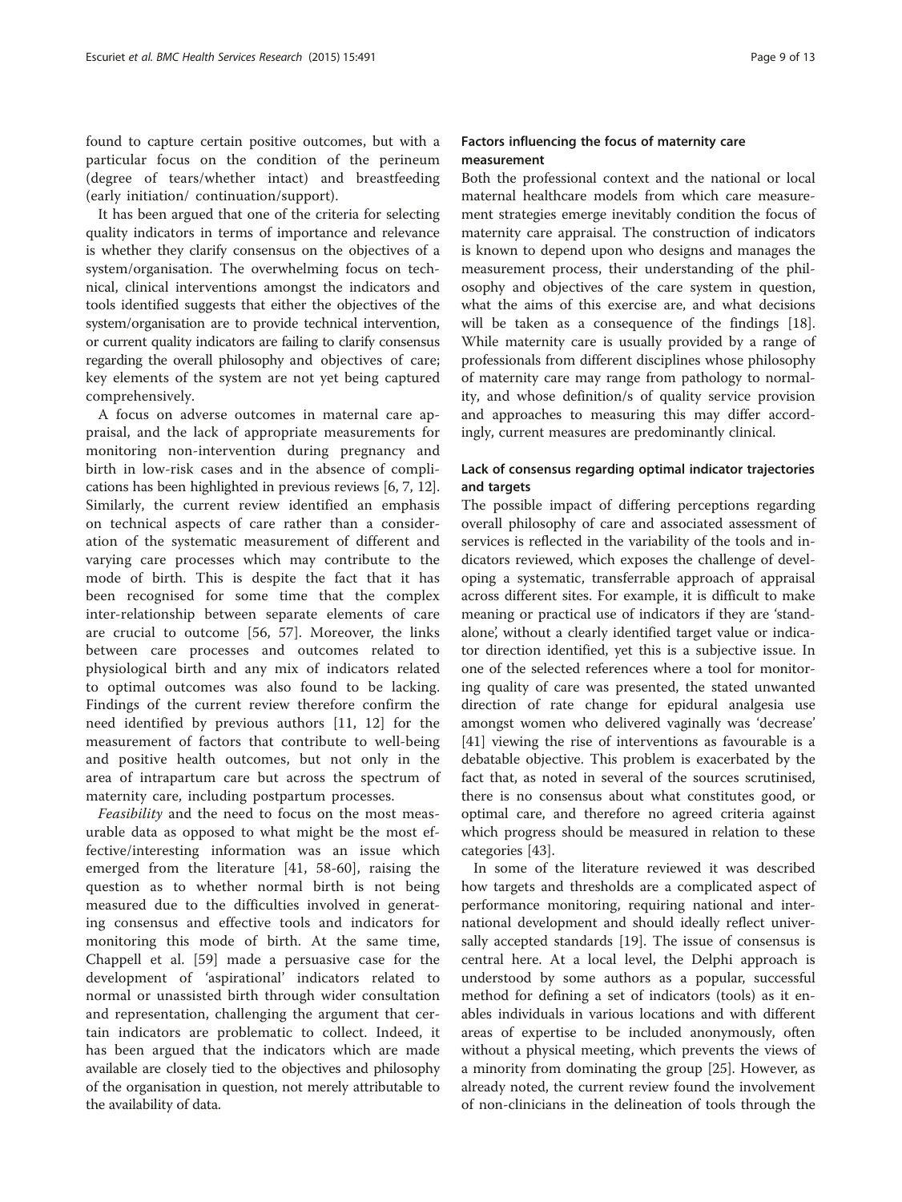found to capture certain positive outcomes, but with a particular focus on the condition of the perineum (degree of tears/whether intact) and breastfeeding (early initiation/ continuation/support).

It has been argued that one of the criteria for selecting quality indicators in terms of importance and relevance is whether they clarify consensus on the objectives of a system/organisation. The overwhelming focus on technical, clinical interventions amongst the indicators and tools identified suggests that either the objectives of the system/organisation are to provide technical intervention, or current quality indicators are failing to clarify consensus regarding the overall philosophy and objectives of care; key elements of the system are not yet being captured comprehensively.

A focus on adverse outcomes in maternal care appraisal, and the lack of appropriate measurements for monitoring non-intervention during pregnancy and birth in low-risk cases and in the absence of complications has been highlighted in previous reviews [6, 7, 12]. Similarly, the current review identified an emphasis on technical aspects of care rather than a consideration of the systematic measurement of different and varying care processes which may contribute to the mode of birth. This is despite the fact that it has been recognised for some time that the complex inter-relationship between separate elements of care are crucial to outcome [56, 57]. Moreover, the links between care processes and outcomes related to physiological birth and any mix of indicators related to optimal outcomes was also found to be lacking. Findings of the current review therefore confirm the need identified by previous authors [11, 12] for the measurement of factors that contribute to well-being and positive health outcomes, but not only in the area of intrapartum care but across the spectrum of maternity care, including postpartum processes.

*Feasibility* and the need to focus on the most measurable data as opposed to what might be the most effective/interesting information was an issue which emerged from the literature [41, 58-60], raising the question as to whether normal birth is not being measured due to the difficulties involved in generating consensus and effective tools and indicators for monitoring this mode of birth. At the same time, Chappell et al. [59] made a persuasive case for the development of 'aspirational' indicators related to normal or unassisted birth through wider consultation and representation, challenging the argument that certain indicators are problematic to collect. Indeed, it has been argued that the indicators which are made available are closely tied to the objectives and philosophy of the organisation in question, not merely attributable to the availability of data.

### Factors influencing the focus of maternity care measurement

Both the professional context and the national or local maternal healthcare models from which care measurement strategies emerge inevitably condition the focus of maternity care appraisal. The construction of indicators is known to depend upon who designs and manages the measurement process, their understanding of the philosophy and objectives of the care system in question, what the aims of this exercise are, and what decisions will be taken as a consequence of the findings [18]. While maternity care is usually provided by a range of professionals from different disciplines whose philosophy of maternity care may range from pathology to normality, and whose definition/s of quality service provision and approaches to measuring this may differ accordingly, current measures are predominantly clinical.

### Lack of consensus regarding optimal indicator trajectories and targets

The possible impact of differing perceptions regarding overall philosophy of care and associated assessment of services is reflected in the variability of the tools and indicators reviewed, which exposes the challenge of developing a systematic, transferrable approach of appraisal across different sites. For example, it is difficult to make meaning or practical use of indicators if they are 'stand-alone', without a clearly identified target value or indicator direction identified, yet this is a subjective issue. In one of the selected references where a tool for monitoring quality of care was presented, the stated unwanted direction of rate change for epidural analgesia use amongst women who delivered vaginally was 'decrease' [41] viewing the rise of interventions as favourable is a debatable objective. This problem is exacerbated by the fact that, as noted in several of the sources scrutinised, there is no consensus about what constitutes good, or optimal care, and therefore no agreed criteria against which progress should be measured in relation to these categories [43].

In some of the literature reviewed it was described how targets and thresholds are a complicated aspect of performance monitoring, requiring national and international development and should ideally reflect universally accepted standards [19]. The issue of consensus is central here. At a local level, the Delphi approach is understood by some authors as a popular, successful method for defining a set of indicators (tools) as it enables individuals in various locations and with different areas of expertise to be included anonymously, often without a physical meeting, which prevents the views of a minority from dominating the group [25]. However, as already noted, the current review found the involvement of non-clinicians in the delineation of tools through the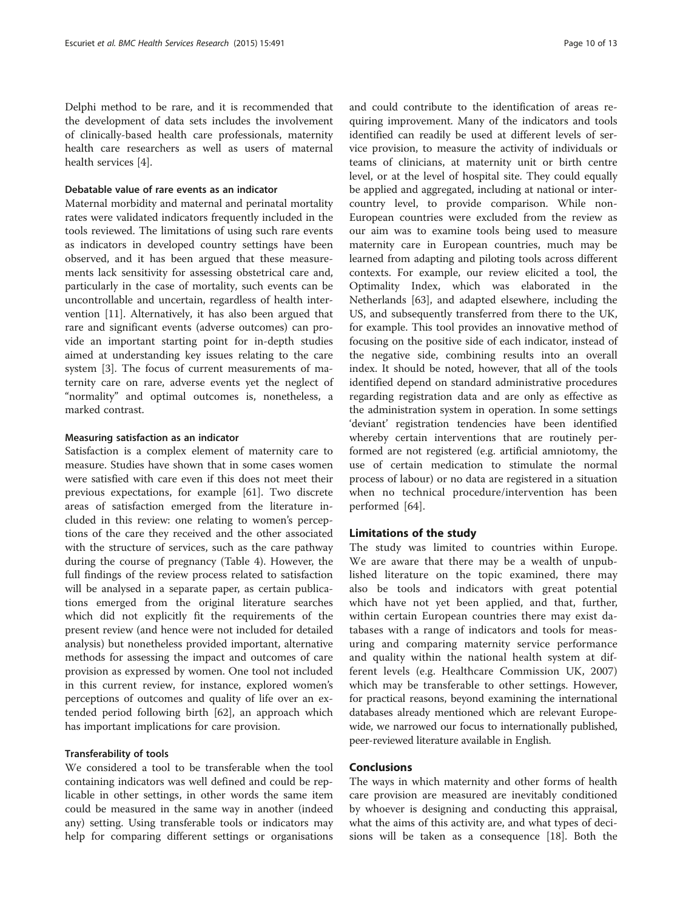Delphi method to be rare, and it is recommended that the development of data sets includes the involvement of clinically-based health care professionals, maternity health care researchers as well as users of maternal health services [4].

#### Debatable value of rare events as an indicator

Maternal morbidity and maternal and perinatal mortality rates were validated indicators frequently included in the tools reviewed. The limitations of using such rare events as indicators in developed country settings have been observed, and it has been argued that these measurements lack sensitivity for assessing obstetrical care and, particularly in the case of mortality, such events can be uncontrollable and uncertain, regardless of health intervention [11]. Alternatively, it has also been argued that rare and significant events (adverse outcomes) can provide an important starting point for in-depth studies aimed at understanding key issues relating to the care system [3]. The focus of current measurements of maternity care on rare, adverse events yet the neglect of "normality" and optimal outcomes is, nonetheless, a marked contrast.

#### Measuring satisfaction as an indicator

Satisfaction is a complex element of maternity care to measure. Studies have shown that in some cases women were satisfied with care even if this does not meet their previous expectations, for example [61]. Two discrete areas of satisfaction emerged from the literature included in this review: one relating to women's perceptions of the care they received and the other associated with the structure of services, such as the care pathway during the course of pregnancy (Table 4). However, the full findings of the review process related to satisfaction will be analysed in a separate paper, as certain publications emerged from the original literature searches which did not explicitly fit the requirements of the present review (and hence were not included for detailed analysis) but nonetheless provided important, alternative methods for assessing the impact and outcomes of care provision as expressed by women. One tool not included in this current review, for instance, explored women's perceptions of outcomes and quality of life over an extended period following birth [62], an approach which has important implications for care provision.

#### Transferability of tools

We considered a tool to be transferable when the tool containing indicators was well defined and could be replicable in other settings, in other words the same item could be measured in the same way in another (indeed any) setting. Using transferable tools or indicators may help for comparing different settings or organisations and could contribute to the identification of areas requiring improvement. Many of the indicators and tools identified can readily be used at different levels of service provision, to measure the activity of individuals or teams of clinicians, at maternity unit or birth centre level, or at the level of hospital site. They could equally be applied and aggregated, including at national or inter-country level, to provide comparison. While non-European countries were excluded from the review as our aim was to examine tools being used to measure maternity care in European countries, much may be learned from adapting and piloting tools across different contexts. For example, our review elicited a tool, the Optimality Index, which was elaborated in the Netherlands [63], and adapted elsewhere, including the US, and subsequently transferred from there to the UK, for example. This tool provides an innovative method of focusing on the positive side of each indicator, instead of the negative side, combining results into an overall index. It should be noted, however, that all of the tools identified depend on standard administrative procedures regarding registration data and are only as effective as the administration system in operation. In some settings 'deviant' registration tendencies have been identified whereby certain interventions that are routinely performed are not registered (e.g. artificial amniotomy, the use of certain medication to stimulate the normal process of labour) or no data are registered in a situation when no technical procedure/intervention has been performed [64].

### Limitations of the study

The study was limited to countries within Europe. We are aware that there may be a wealth of unpublished literature on the topic examined, there may also be tools and indicators with great potential which have not yet been applied, and that, further, within certain European countries there may exist databases with a range of indicators and tools for measuring and comparing maternity service performance and quality within the national health system at different levels (e.g. Healthcare Commission UK, 2007) which may be transferable to other settings. However, for practical reasons, beyond examining the international databases already mentioned which are relevant Europe-wide, we narrowed our focus to internationally published, peer-reviewed literature available in English.

## Conclusions

The ways in which maternity and other forms of health care provision are measured are inevitably conditioned by whoever is designing and conducting this appraisal, what the aims of this activity are, and what types of decisions will be taken as a consequence [18]. Both the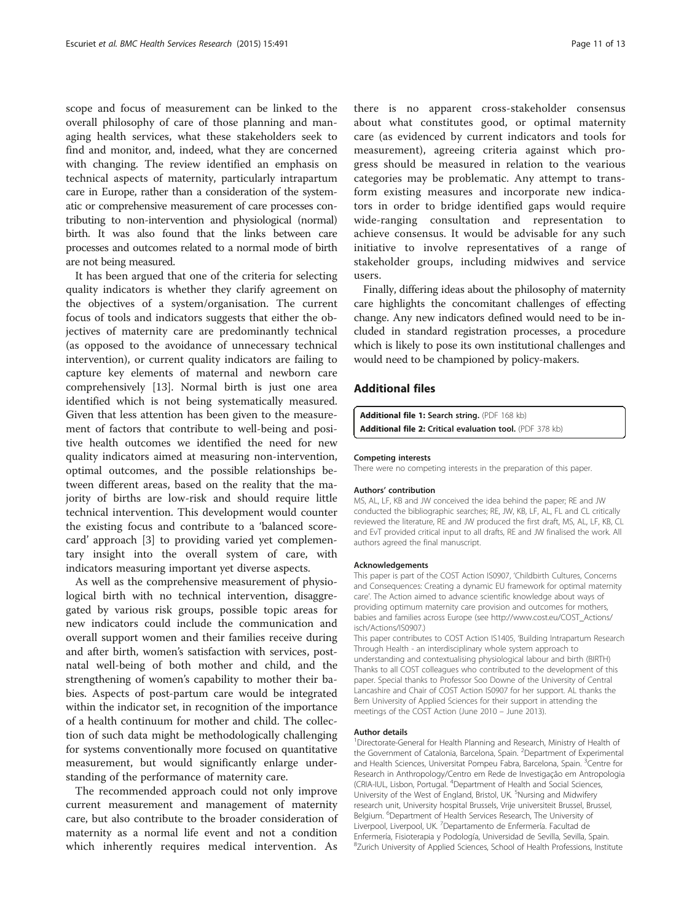scope and focus of measurement can be linked to the overall philosophy of care of those planning and managing health services, what these stakeholders seek to find and monitor, and, indeed, what they are concerned with changing. The review identified an emphasis on technical aspects of maternity, particularly intrapartum care in Europe, rather than a consideration of the systematic or comprehensive measurement of care processes contributing to non-intervention and physiological (normal) birth. It was also found that the links between care processes and outcomes related to a normal mode of birth are not being measured.

It has been argued that one of the criteria for selecting quality indicators is whether they clarify agreement on the objectives of a system/organisation. The current focus of tools and indicators suggests that either the objectives of maternity care are predominantly technical (as opposed to the avoidance of unnecessary technical intervention), or current quality indicators are failing to capture key elements of maternal and newborn care comprehensively [13]. Normal birth is just one area identified which is not being systematically measured. Given that less attention has been given to the measurement of factors that contribute to well-being and positive health outcomes we identified the need for new quality indicators aimed at measuring non-intervention, optimal outcomes, and the possible relationships between different areas, based on the reality that the majority of births are low-risk and should require little technical intervention. This development would counter the existing focus and contribute to a 'balanced scorecard' approach [3] to providing varied yet complementary insight into the overall system of care, with indicators measuring important yet diverse aspects.

As well as the comprehensive measurement of physiological birth with no technical intervention, disaggregated by various risk groups, possible topic areas for new indicators could include the communication and overall support women and their families receive during and after birth, women's satisfaction with services, postnatal well-being of both mother and child, and the strengthening of women's capability to mother their babies. Aspects of post-partum care would be integrated within the indicator set, in recognition of the importance of a health continuum for mother and child. The collection of such data might be methodologically challenging for systems conventionally more focused on quantitative measurement, but would significantly enlarge understanding of the performance of maternity care.

The recommended approach could not only improve current measurement and management of maternity care, but also contribute to the broader consideration of maternity as a normal life event and not a condition which inherently requires medical intervention. As there is no apparent cross-stakeholder consensus about what constitutes good, or optimal maternity care (as evidenced by current indicators and tools for measurement), agreeing criteria against which progress should be measured in relation to the vearious categories may be problematic. Any attempt to transform existing measures and incorporate new indicators in order to bridge identified gaps would require wide-ranging consultation and representation to achieve consensus. It would be advisable for any such initiative to involve representatives of a range of stakeholder groups, including midwives and service users.

Finally, differing ideas about the philosophy of maternity care highlights the concomitant challenges of effecting change. Any new indicators defined would need to be included in standard registration processes, a procedure which is likely to pose its own institutional challenges and would need to be championed by policy-makers.

## Additional files

**Additional file 1: Search string.** (PDF 168 kb)
**Additional file 2: Critical evaluation tool.** (PDF 378 kb)

#### Competing interests

There were no competing interests in the preparation of this paper.

#### Authors' contribution

MS, AL, LF, KB and JW conceived the idea behind the paper; RE and JW conducted the bibliographic searches; RE, JW, KB, LF, AL, FL and CL critically reviewed the literature, RE and JW produced the first draft, MS, AL, LF, KB, CL and EvT provided critical input to all drafts, RE and JW finalised the work. All authors agreed the final manuscript.

#### Acknowledgements

This paper is part of the COST Action IS0907, 'Childbirth Cultures, Concerns and Consequences: Creating a dynamic EU framework for optimal maternity care'. The Action aimed to advance scientific knowledge about ways of providing optimum maternity care provision and outcomes for mothers, babies and families across Europe (see http://www.cost.eu/COST_Actions/isch/Actions/IS0907.)

This paper contributes to COST Action IS1405, 'Building Intrapartum Research Through Health - an interdisciplinary whole system approach to understanding and contextualising physiological labour and birth (BIRTH) Thanks to all COST colleagues who contributed to the development of this paper. Special thanks to Professor Soo Downe of the University of Central Lancashire and Chair of COST Action IS0907 for her support. AL thanks the Bern University of Applied Sciences for their support in attending the meetings of the COST Action (June 2010 – June 2013).

#### Author details

[1]Directorate-General for Health Planning and Research, Ministry of Health of the Government of Catalonia, Barcelona, Spain. [2]Department of Experimental and Health Sciences, Universitat Pompeu Fabra, Barcelona, Spain. [3]Centre for Research in Anthropology/Centro em Rede de Investigação em Antropologia (CRIA-IUL, Lisbon, Portugal. [4]Department of Health and Social Sciences, University of the West of England, Bristol, UK. [5]Nursing and Midwifery research unit, University hospital Brussels, Vrije universiteit Brussel, Brussel, Belgium. [6]Department of Health Services Research, The University of Liverpool, Liverpool, UK. [7]Departamento de Enfermería. Facultad de Enfermería, Fisioterapia y Podología, Universidad de Sevilla, Sevilla, Spain. [8]Zurich University of Applied Sciences, School of Health Professions, Institute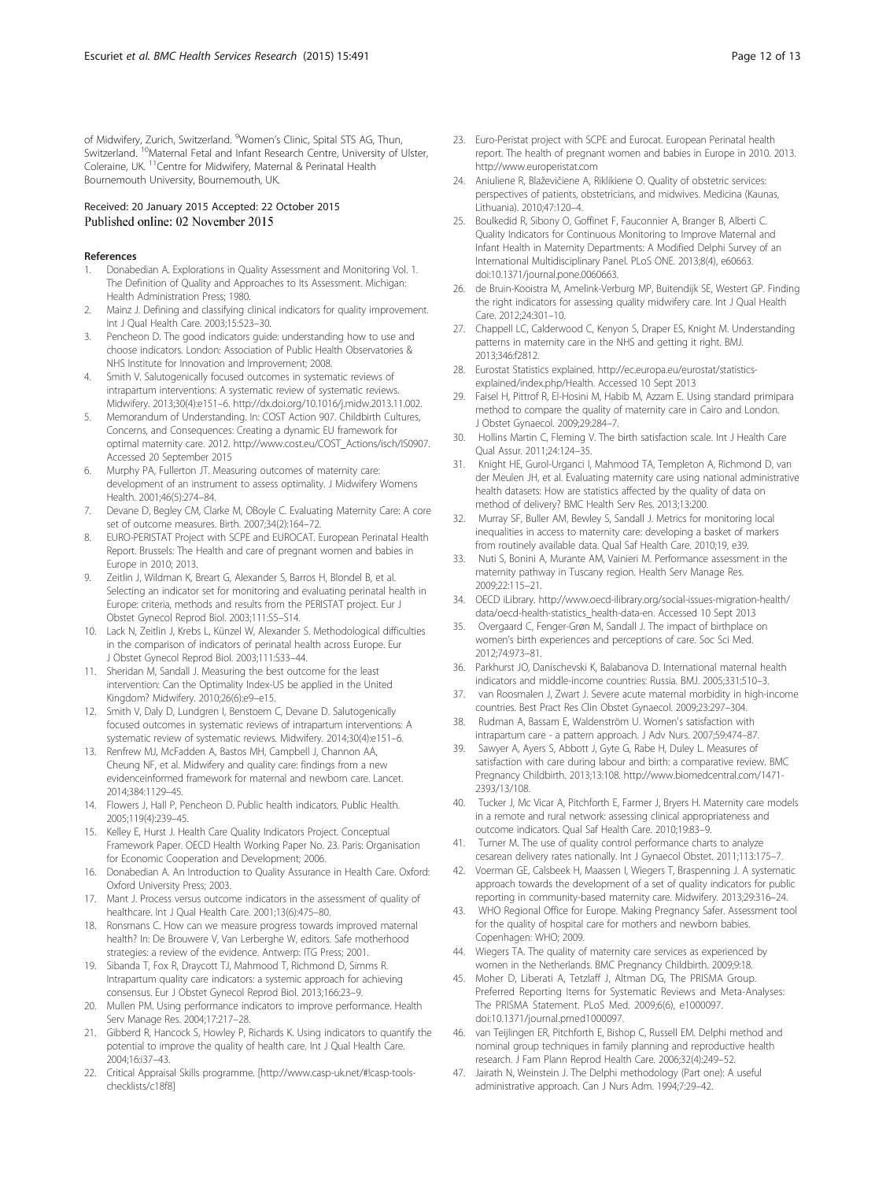of Midwifery, Zurich, Switzerland. [9]Women's Clinic, Spital STS AG, Thun, Switzerland. [10]Maternal Fetal and Infant Research Centre, University of Ulster, Coleraine, UK. [11]Centre for Midwifery, Maternal & Perinatal Health Bournemouth University, Bournemouth, UK.

Received: 20 January 2015 Accepted: 22 October 2015
Published online: 02 November 2015

## References

1. Donabedian A. Explorations in Quality Assessment and Monitoring Vol. 1. The Definition of Quality and Approaches to Its Assessment. Michigan: Health Administration Press; 1980.
2. Mainz J. Defining and classifying clinical indicators for quality improvement. Int J Qual Health Care. 2003;15:523–30.
3. Pencheon D. The good indicators guide: understanding how to use and choose indicators. London: Association of Public Health Observatories & NHS Institute for Innovation and Improvement; 2008.
4. Smith V. Salutogenically focused outcomes in systematic reviews of intrapartum interventions: A systematic review of systematic reviews. Midwifery. 2013;30(4):e151–6. http://dx.doi.org/10.1016/j.midw.2013.11.002.
5. Memorandum of Understanding. In: COST Action 907. Childbirth Cultures, Concerns, and Consequences: Creating a dynamic EU framework for optimal maternity care. 2012. http://www.cost.eu/COST_Actions/isch/IS0907. Accessed 20 September 2015
6. Murphy PA, Fullerton JT. Measuring outcomes of maternity care: development of an instrument to assess optimality. J Midwifery Womens Health. 2001;46(5):274–84.
7. Devane D, Begley CM, Clarke M, OBoyle C. Evaluating Maternity Care: A core set of outcome measures. Birth. 2007;34(2):164–72.
8. EURO-PERISTAT Project with SCPE and EUROCAT. European Perinatal Health Report. Brussels: The Health and care of pregnant women and babies in Europe in 2010; 2013.
9. Zeitlin J, Wildman K, Breart G, Alexander S, Barros H, Blondel B, et al. Selecting an indicator set for monitoring and evaluating perinatal health in Europe: criteria, methods and results from the PERISTAT project. Eur J Obstet Gynecol Reprod Biol. 2003;111:S5–S14.
10. Lack N, Zeitlin J, Krebs L, Künzel W, Alexander S. Methodological difficulties in the comparison of indicators of perinatal health across Europe. Eur J Obstet Gynecol Reprod Biol. 2003;111:S33–44.
11. Sheridan M, Sandall J. Measuring the best outcome for the least intervention: Can the Optimality Index-US be applied in the United Kingdom? Midwifery. 2010;26(6):e9–e15.
12. Smith V, Daly D, Lundgren I, Benstoem C, Devane D. Salutogenically focused outcomes in systematic reviews of intrapartum interventions: A systematic review of systematic reviews. Midwifery. 2014;30(4):e151–6.
13. Renfrew MJ, McFadden A, Bastos MH, Campbell J, Channon AA, Cheung NF, et al. Midwifery and quality care: findings from a new evidenceinformed framework for maternal and newborn care. Lancet. 2014;384:1129–45.
14. Flowers J, Hall P, Pencheon D. Public health indicators. Public Health. 2005;119(4):239–45.
15. Kelley E, Hurst J. Health Care Quality Indicators Project. Conceptual Framework Paper. OECD Health Working Paper No. 23. Paris: Organisation for Economic Cooperation and Development; 2006.
16. Donabedian A. An Introduction to Quality Assurance in Health Care. Oxford: Oxford University Press; 2003.
17. Mant J. Process versus outcome indicators in the assessment of quality of healthcare. Int J Qual Health Care. 2001;13(6):475–80.
18. Ronsmans C. How can we measure progress towards improved maternal health? In: De Brouwere V, Van Lerberghe W, editors. Safe motherhood strategies: a review of the evidence. Antwerp: ITG Press; 2001.
19. Sibanda T, Fox R, Draycott TJ, Mahmood T, Richmond D, Simms R. Intrapartum quality care indicators: a systemic approach for achieving consensus. Eur J Obstet Gynecol Reprod Biol. 2013;166:23–9.
20. Mullen PM. Using performance indicators to improve performance. Health Serv Manage Res. 2004;17:217–28.
21. Gibberd R, Hancock S, Howley P, Richards K. Using indicators to quantify the potential to improve the quality of health care. Int J Qual Health Care. 2004;16:i37–43.
22. Critical Appraisal Skills programme. [http://www.casp-uk.net/#!casp-tools-checklists/c18f8]
23. Euro-Peristat project with SCPE and Eurocat. European Perinatal health report. The health of pregnant women and babies in Europe in 2010. 2013. http://www.europeristat.com
24. Aniuliene R, Blaževičiene A, Riklikiene O. Quality of obstetric services: perspectives of patients, obstetricians, and midwives. Medicina (Kaunas, Lithuania). 2010;47:120–4.
25. Boulkedid R, Sibony O, Goffinet F, Fauconnier A, Branger B, Alberti C. Quality Indicators for Continuous Monitoring to Improve Maternal and Infant Health in Maternity Departments: A Modified Delphi Survey of an International Multidisciplinary Panel. PLoS ONE. 2013;8(4), e60663. doi:10.1371/journal.pone.0060663.
26. de Bruin-Kooistra M, Amelink-Verburg MP, Buitendijk SE, Westert GP. Finding the right indicators for assessing quality midwifery care. Int J Qual Health Care. 2012;24:301–10.
27. Chappell LC, Calderwood C, Kenyon S, Draper ES, Knight M. Understanding patterns in maternity care in the NHS and getting it right. BMJ. 2013;346:f2812.
28. Eurostat Statistics explained. http://ec.europa.eu/eurostat/statistics-explained/index.php/Health. Accessed 10 Sept 2013
29. Faisel H, Pittrof R, El-Hosini M, Habib M, Azzam E. Using standard primipara method to compare the quality of maternity care in Cairo and London. J Obstet Gynaecol. 2009;29:284–7.
30. Hollins Martin C, Fleming V. The birth satisfaction scale. Int J Health Care Qual Assur. 2011;24:124–35.
31. Knight HE, Gurol-Urganci I, Mahmood TA, Templeton A, Richmond D, van der Meulen JH, et al. Evaluating maternity care using national administrative health datasets: How are statistics affected by the quality of data on method of delivery? BMC Health Serv Res. 2013;13:200.
32. Murray SF, Buller AM, Bewley S, Sandall J. Metrics for monitoring local inequalities in access to maternity care: developing a basket of markers from routinely available data. Qual Saf Health Care. 2010;19, e39.
33. Nuti S, Bonini A, Murante AM, Vainieri M. Performance assessment in the maternity pathway in Tuscany region. Health Serv Manage Res. 2009;22:115–21.
34. OECD iLibrary. http://www.oecd-ilibrary.org/social-issues-migration-health/data/oecd-health-statistics_health-data-en. Accessed 10 Sept 2013
35. Overgaard C, Fenger-Grøn M, Sandall J. The impact of birthplace on women's birth experiences and perceptions of care. Soc Sci Med. 2012;74:973–81.
36. Parkhurst JO, Danischevski K, Balabanova D. International maternal health indicators and middle-income countries: Russia. BMJ. 2005;331:510–3.
37. van Roosmalen J, Zwart J. Severe acute maternal morbidity in high-income countries. Best Pract Res Clin Obstet Gynaecol. 2009;23:297–304.
38. Rudman A, Bassam E, Waldenström U. Women's satisfaction with intrapartum care - a pattern approach. J Adv Nurs. 2007;59:474–87.
39. Sawyer A, Ayers S, Abbott J, Gyte G, Rabe H, Duley L. Measures of satisfaction with care during labour and birth: a comparative review. BMC Pregnancy Childbirth. 2013;13:108. http://www.biomedcentral.com/1471-2393/13/108.
40. Tucker J, Mc Vicar A, Pitchforth E, Farmer J, Bryers H. Maternity care models in a remote and rural network: assessing clinical appropriateness and outcome indicators. Qual Saf Health Care. 2010;19:83–9.
41. Turner M. The use of quality control performance charts to analyze cesarean delivery rates nationally. Int J Gynaecol Obstet. 2011;113:175–7.
42. Voerman GE, Calsbeek H, Maassen I, Wiegers T, Braspenning J. A systematic approach towards the development of a set of quality indicators for public reporting in community-based maternity care. Midwifery. 2013;29:316–24.
43. WHO Regional Office for Europe. Making Pregnancy Safer. Assessment tool for the quality of hospital care for mothers and newborn babies. Copenhagen: WHO; 2009.
44. Wiegers TA. The quality of maternity care services as experienced by women in the Netherlands. BMC Pregnancy Childbirth. 2009;9:18.
45. Moher D, Liberati A, Tetzlaff J, Altman DG, The PRISMA Group. Preferred Reporting Items for Systematic Reviews and Meta-Analyses: The PRISMA Statement. PLoS Med. 2009;6(6), e1000097. doi:10.1371/journal.pmed1000097.
46. van Teijlingen ER, Pitchforth E, Bishop C, Russell EM. Delphi method and nominal group techniques in family planning and reproductive health research. J Fam Plann Reprod Health Care. 2006;32(4):249–52.
47. Jairath N, Weinstein J. The Delphi methodology (Part one): A useful administrative approach. Can J Nurs Adm. 1994;7:29–42.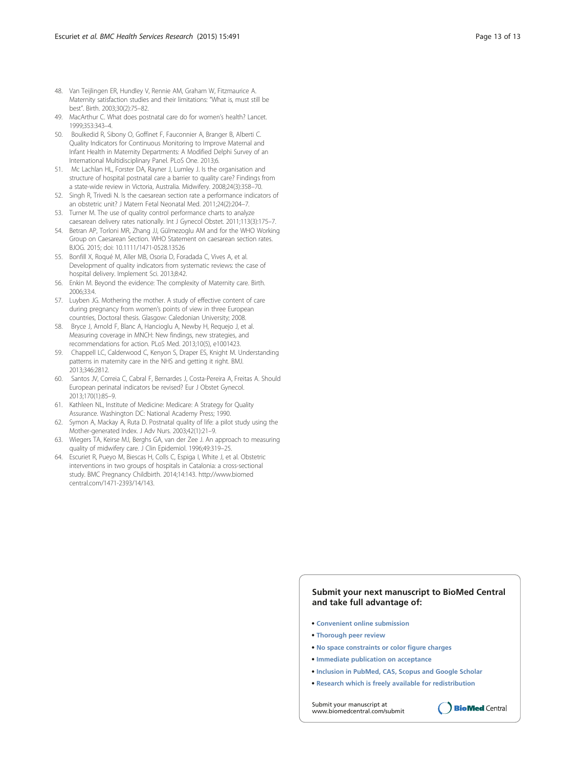48. Van Teijlingen ER, Hundley V, Rennie AM, Graham W, Fitzmaurice A. Maternity satisfaction studies and their limitations: "What is, must still be best". Birth. 2003;30(2):75–82.
49. MacArthur C. What does postnatal care do for women's health? Lancet. 1999;353:343–4.
50. Boulkedid R, Sibony O, Goffinet F, Fauconnier A, Branger B, Alberti C. Quality Indicators for Continuous Monitoring to Improve Maternal and Infant Health in Maternity Departments: A Modified Delphi Survey of an International Multidisciplinary Panel. PLoS One. 2013;6.
51. Mc Lachlan HL, Forster DA, Rayner J, Lumley J. Is the organisation and structure of hospital postnatal care a barrier to quality care? Findings from a state-wide review in Victoria, Australia. Midwifery. 2008;24(3):358–70.
52. Singh R, Trivedi N. Is the caesarean section rate a performance indicators of an obstetric unit? J Matern Fetal Neonatal Med. 2011;24(2):204–7.
53. Turner M. The use of quality control performance charts to analyze caesarean delivery rates nationally. Int J Gynecol Obstet. 2011;113(3):175–7.
54. Betran AP, Torloni MR, Zhang JJ, Gülmezoglu AM and for the WHO Working Group on Caesarean Section. WHO Statement on caesarean section rates. BJOG. 2015; doi: 10.1111/1471-0528.13526
55. Bonfill X, Roqué M, Aller MB, Osoria D, Foradada C, Vives A, et al. Development of quality indicators from systematic reviews: the case of hospital delivery. Implement Sci. 2013;8:42.
56. Enkin M. Beyond the evidence: The complexity of Maternity care. Birth. 2006;33:4.
57. Luyben JG. Mothering the mother. A study of effective content of care during pregnancy from women's points of view in three European countries, Doctoral thesis. Glasgow: Caledonian University; 2008.
58. Bryce J, Arnold F, Blanc A, Hancioglu A, Newby H, Requejo J, et al. Measuring coverage in MNCH: New findings, new strategies, and recommendations for action. PLoS Med. 2013;10(5), e1001423.
59. Chappell LC, Calderwood C, Kenyon S, Draper ES, Knight M. Understanding patterns in maternity care in the NHS and getting it right. BMJ. 2013;346:2812.
60. Santos JV, Correia C, Cabral F, Bernardes J, Costa-Pereira A, Freitas A. Should European perinatal indicators be revised? Eur J Obstet Gynecol. 2013;170(1):85–9.
61. Kathleen NL, Institute of Medicine: Medicare: A Strategy for Quality Assurance. Washington DC: National Academy Press; 1990.
62. Symon A, Mackay A, Ruta D. Postnatal quality of life: a pilot study using the Mother-generated Index. J Adv Nurs. 2003;42(1):21–9.
63. Wiegers TA, Keirse MJ, Berghs GA, van der Zee J. An approach to measuring quality of midwifery care. J Clin Epidemiol. 1996;49:319–25.
64. Escuriet R, Pueyo M, Biescas H, Colls C, Espiga I, White J, et al. Obstetric interventions in two groups of hospitals in Catalonia: a cross-sectional study. BMC Pregnancy Childbirth. 2014;14:143. http://www.biomedcentral.com/1471-2393/14/143.

**Submit your next manuscript to BioMed Central and take full advantage of:**

- **Convenient online submission**
- **Thorough peer review**
- **No space constraints or color figure charges**
- **Immediate publication on acceptance**
- **Inclusion in PubMed, CAS, Scopus and Google Scholar**
- **Research which is freely available for redistribution**

Submit your manuscript at
www.biomedcentral.com/submit

BioMed Central